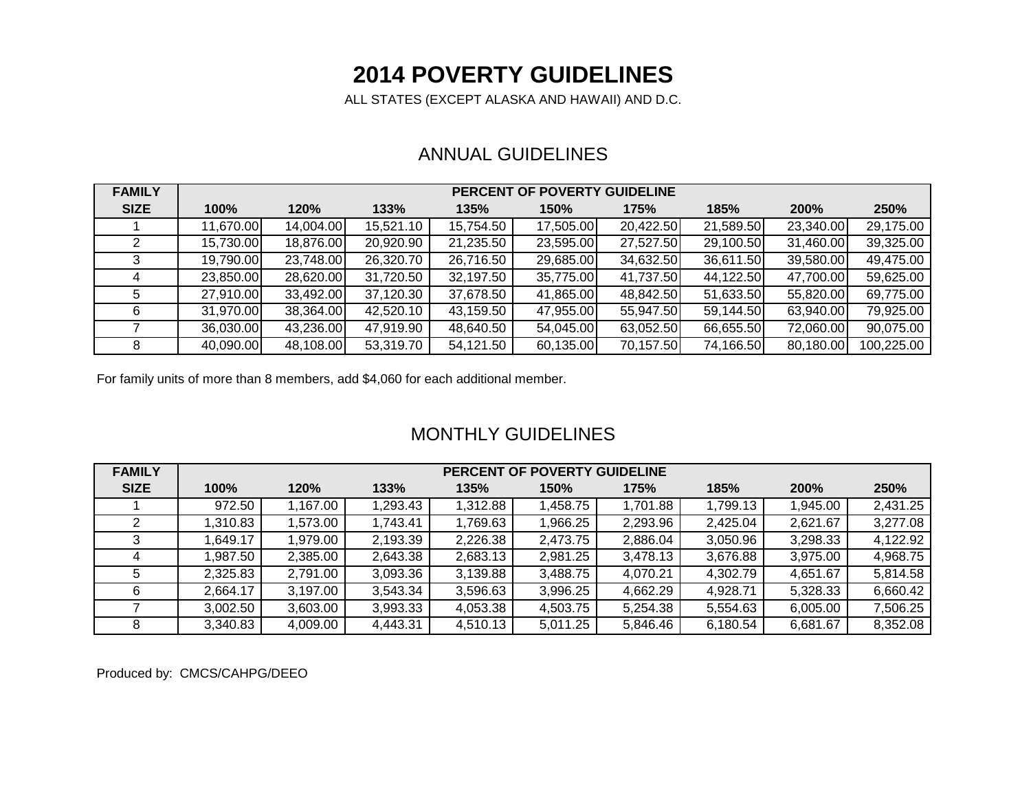# 2014 POVERTY GUIDELINES

ALL STATES (EXCEPT ALASKA AND HAWAII) AND D.C.

## ANNUAL GUIDELINES

| FAMILY SIZE | PERCENT OF POVERTY GUIDELINE | | | | | | | | |
|---|---|---|---|---|---|---|---|---|---|
| | 100% | 120% | 133% | 135% | 150% | 175% | 185% | 200% | 250% |
| 1 | 11,670.00 | 14,004.00 | 15,521.10 | 15,754.50 | 17,505.00 | 20,422.50 | 21,589.50 | 23,340.00 | 29,175.00 |
| 2 | 15,730.00 | 18,876.00 | 20,920.90 | 21,235.50 | 23,595.00 | 27,527.50 | 29,100.50 | 31,460.00 | 39,325.00 |
| 3 | 19,790.00 | 23,748.00 | 26,320.70 | 26,716.50 | 29,685.00 | 34,632.50 | 36,611.50 | 39,580.00 | 49,475.00 |
| 4 | 23,850.00 | 28,620.00 | 31,720.50 | 32,197.50 | 35,775.00 | 41,737.50 | 44,122.50 | 47,700.00 | 59,625.00 |
| 5 | 27,910.00 | 33,492.00 | 37,120.30 | 37,678.50 | 41,865.00 | 48,842.50 | 51,633.50 | 55,820.00 | 69,775.00 |
| 6 | 31,970.00 | 38,364.00 | 42,520.10 | 43,159.50 | 47,955.00 | 55,947.50 | 59,144.50 | 63,940.00 | 79,925.00 |
| 7 | 36,030.00 | 43,236.00 | 47,919.90 | 48,640.50 | 54,045.00 | 63,052.50 | 66,655.50 | 72,060.00 | 90,075.00 |
| 8 | 40,090.00 | 48,108.00 | 53,319.70 | 54,121.50 | 60,135.00 | 70,157.50 | 74,166.50 | 80,180.00 | 100,225.00 |

For family units of more than 8 members, add $4,060 for each additional member.

## MONTHLY GUIDELINES

| FAMILY SIZE | PERCENT OF POVERTY GUIDELINE | | | | | | | | |
|---|---|---|---|---|---|---|---|---|---|
| | 100% | 120% | 133% | 135% | 150% | 175% | 185% | 200% | 250% |
| 1 | 972.50 | 1,167.00 | 1,293.43 | 1,312.88 | 1,458.75 | 1,701.88 | 1,799.13 | 1,945.00 | 2,431.25 |
| 2 | 1,310.83 | 1,573.00 | 1,743.41 | 1,769.63 | 1,966.25 | 2,293.96 | 2,425.04 | 2,621.67 | 3,277.08 |
| 3 | 1,649.17 | 1,979.00 | 2,193.39 | 2,226.38 | 2,473.75 | 2,886.04 | 3,050.96 | 3,298.33 | 4,122.92 |
| 4 | 1,987.50 | 2,385.00 | 2,643.38 | 2,683.13 | 2,981.25 | 3,478.13 | 3,676.88 | 3,975.00 | 4,968.75 |
| 5 | 2,325.83 | 2,791.00 | 3,093.36 | 3,139.88 | 3,488.75 | 4,070.21 | 4,302.79 | 4,651.67 | 5,814.58 |
| 6 | 2,664.17 | 3,197.00 | 3,543.34 | 3,596.63 | 3,996.25 | 4,662.29 | 4,928.71 | 5,328.33 | 6,660.42 |
| 7 | 3,002.50 | 3,603.00 | 3,993.33 | 4,053.38 | 4,503.75 | 5,254.38 | 5,554.63 | 6,005.00 | 7,506.25 |
| 8 | 3,340.83 | 4,009.00 | 4,443.31 | 4,510.13 | 5,011.25 | 5,846.46 | 6,180.54 | 6,681.67 | 8,352.08 |

Produced by: CMCS/CAHPG/DEEO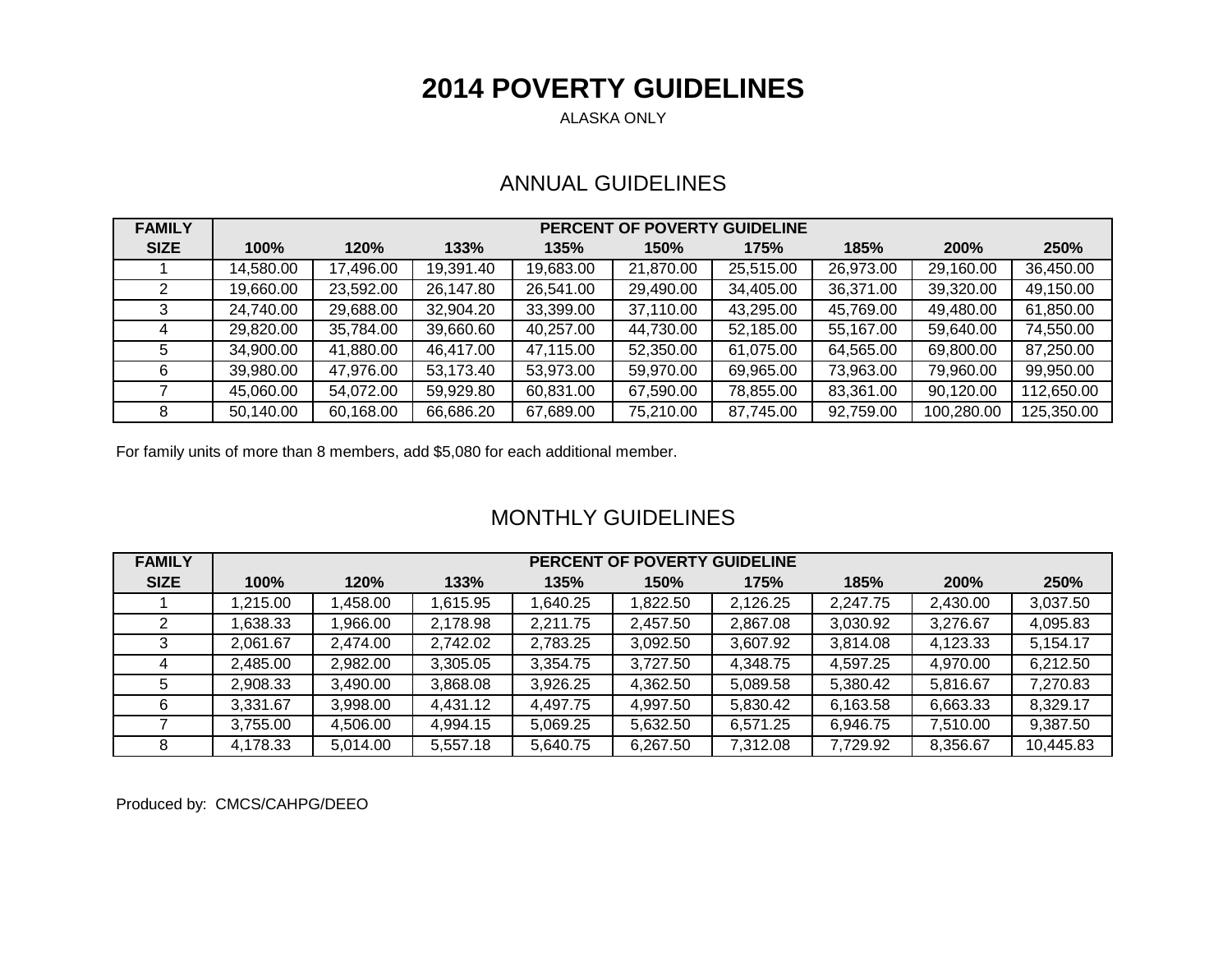# 2014 POVERTY GUIDELINES

ALASKA ONLY

## ANNUAL GUIDELINES

| FAMILY SIZE | PERCENT OF POVERTY GUIDELINE | | | | | | | | |
|---|---|---|---|---|---|---|---|---|---|
| | 100% | 120% | 133% | 135% | 150% | 175% | 185% | 200% | 250% |
| 1 | 14,580.00 | 17,496.00 | 19,391.40 | 19,683.00 | 21,870.00 | 25,515.00 | 26,973.00 | 29,160.00 | 36,450.00 |
| 2 | 19,660.00 | 23,592.00 | 26,147.80 | 26,541.00 | 29,490.00 | 34,405.00 | 36,371.00 | 39,320.00 | 49,150.00 |
| 3 | 24,740.00 | 29,688.00 | 32,904.20 | 33,399.00 | 37,110.00 | 43,295.00 | 45,769.00 | 49,480.00 | 61,850.00 |
| 4 | 29,820.00 | 35,784.00 | 39,660.60 | 40,257.00 | 44,730.00 | 52,185.00 | 55,167.00 | 59,640.00 | 74,550.00 |
| 5 | 34,900.00 | 41,880.00 | 46,417.00 | 47,115.00 | 52,350.00 | 61,075.00 | 64,565.00 | 69,800.00 | 87,250.00 |
| 6 | 39,980.00 | 47,976.00 | 53,173.40 | 53,973.00 | 59,970.00 | 69,965.00 | 73,963.00 | 79,960.00 | 99,950.00 |
| 7 | 45,060.00 | 54,072.00 | 59,929.80 | 60,831.00 | 67,590.00 | 78,855.00 | 83,361.00 | 90,120.00 | 112,650.00 |
| 8 | 50,140.00 | 60,168.00 | 66,686.20 | 67,689.00 | 75,210.00 | 87,745.00 | 92,759.00 | 100,280.00 | 125,350.00 |

For family units of more than 8 members, add $5,080 for each additional member.

## MONTHLY GUIDELINES

| FAMILY SIZE | PERCENT OF POVERTY GUIDELINE | | | | | | | | |
|---|---|---|---|---|---|---|---|---|---|
| | 100% | 120% | 133% | 135% | 150% | 175% | 185% | 200% | 250% |
| 1 | 1,215.00 | 1,458.00 | 1,615.95 | 1,640.25 | 1,822.50 | 2,126.25 | 2,247.75 | 2,430.00 | 3,037.50 |
| 2 | 1,638.33 | 1,966.00 | 2,178.98 | 2,211.75 | 2,457.50 | 2,867.08 | 3,030.92 | 3,276.67 | 4,095.83 |
| 3 | 2,061.67 | 2,474.00 | 2,742.02 | 2,783.25 | 3,092.50 | 3,607.92 | 3,814.08 | 4,123.33 | 5,154.17 |
| 4 | 2,485.00 | 2,982.00 | 3,305.05 | 3,354.75 | 3,727.50 | 4,348.75 | 4,597.25 | 4,970.00 | 6,212.50 |
| 5 | 2,908.33 | 3,490.00 | 3,868.08 | 3,926.25 | 4,362.50 | 5,089.58 | 5,380.42 | 5,816.67 | 7,270.83 |
| 6 | 3,331.67 | 3,998.00 | 4,431.12 | 4,497.75 | 4,997.50 | 5,830.42 | 6,163.58 | 6,663.33 | 8,329.17 |
| 7 | 3,755.00 | 4,506.00 | 4,994.15 | 5,069.25 | 5,632.50 | 6,571.25 | 6,946.75 | 7,510.00 | 9,387.50 |
| 8 | 4,178.33 | 5,014.00 | 5,557.18 | 5,640.75 | 6,267.50 | 7,312.08 | 7,729.92 | 8,356.67 | 10,445.83 |

Produced by: CMCS/CAHPG/DEEO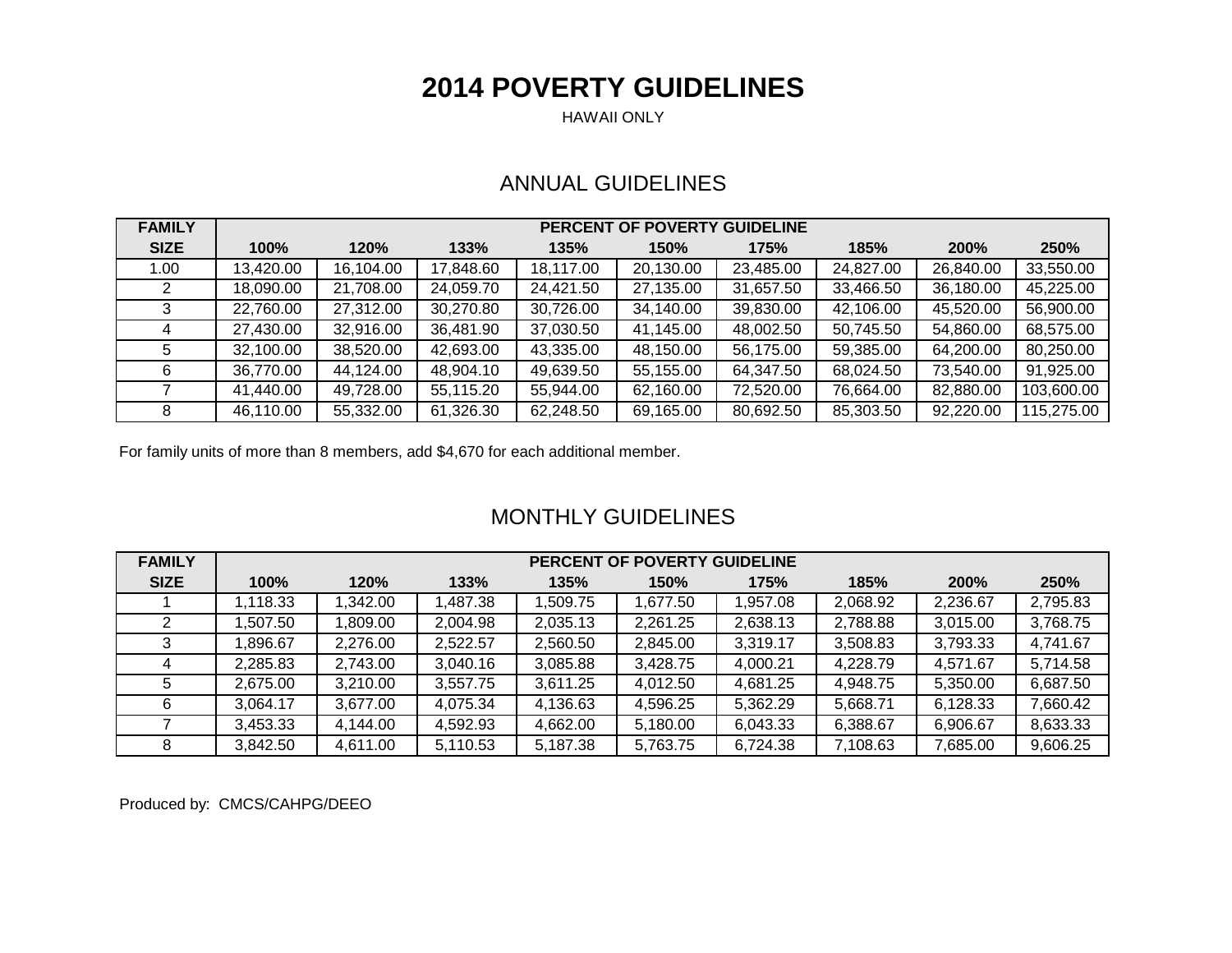# 2014 POVERTY GUIDELINES

HAWAII ONLY

## ANNUAL GUIDELINES

| FAMILY | PERCENT OF POVERTY GUIDELINE | | | | | | | | |
|---|---|---|---|---|---|---|---|---|---|
| SIZE | 100% | 120% | 133% | 135% | 150% | 175% | 185% | 200% | 250% |
| 1.00 | 13,420.00 | 16,104.00 | 17,848.60 | 18,117.00 | 20,130.00 | 23,485.00 | 24,827.00 | 26,840.00 | 33,550.00 |
| 2 | 18,090.00 | 21,708.00 | 24,059.70 | 24,421.50 | 27,135.00 | 31,657.50 | 33,466.50 | 36,180.00 | 45,225.00 |
| 3 | 22,760.00 | 27,312.00 | 30,270.80 | 30,726.00 | 34,140.00 | 39,830.00 | 42,106.00 | 45,520.00 | 56,900.00 |
| 4 | 27,430.00 | 32,916.00 | 36,481.90 | 37,030.50 | 41,145.00 | 48,002.50 | 50,745.50 | 54,860.00 | 68,575.00 |
| 5 | 32,100.00 | 38,520.00 | 42,693.00 | 43,335.00 | 48,150.00 | 56,175.00 | 59,385.00 | 64,200.00 | 80,250.00 |
| 6 | 36,770.00 | 44,124.00 | 48,904.10 | 49,639.50 | 55,155.00 | 64,347.50 | 68,024.50 | 73,540.00 | 91,925.00 |
| 7 | 41,440.00 | 49,728.00 | 55,115.20 | 55,944.00 | 62,160.00 | 72,520.00 | 76,664.00 | 82,880.00 | 103,600.00 |
| 8 | 46,110.00 | 55,332.00 | 61,326.30 | 62,248.50 | 69,165.00 | 80,692.50 | 85,303.50 | 92,220.00 | 115,275.00 |

For family units of more than 8 members, add $4,670 for each additional member.

## MONTHLY GUIDELINES

| FAMILY | PERCENT OF POVERTY GUIDELINE | | | | | | | | |
|---|---|---|---|---|---|---|---|---|---|
| SIZE | 100% | 120% | 133% | 135% | 150% | 175% | 185% | 200% | 250% |
| 1 | 1,118.33 | 1,342.00 | 1,487.38 | 1,509.75 | 1,677.50 | 1,957.08 | 2,068.92 | 2,236.67 | 2,795.83 |
| 2 | 1,507.50 | 1,809.00 | 2,004.98 | 2,035.13 | 2,261.25 | 2,638.13 | 2,788.88 | 3,015.00 | 3,768.75 |
| 3 | 1,896.67 | 2,276.00 | 2,522.57 | 2,560.50 | 2,845.00 | 3,319.17 | 3,508.83 | 3,793.33 | 4,741.67 |
| 4 | 2,285.83 | 2,743.00 | 3,040.16 | 3,085.88 | 3,428.75 | 4,000.21 | 4,228.79 | 4,571.67 | 5,714.58 |
| 5 | 2,675.00 | 3,210.00 | 3,557.75 | 3,611.25 | 4,012.50 | 4,681.25 | 4,948.75 | 5,350.00 | 6,687.50 |
| 6 | 3,064.17 | 3,677.00 | 4,075.34 | 4,136.63 | 4,596.25 | 5,362.29 | 5,668.71 | 6,128.33 | 7,660.42 |
| 7 | 3,453.33 | 4,144.00 | 4,592.93 | 4,662.00 | 5,180.00 | 6,043.33 | 6,388.67 | 6,906.67 | 8,633.33 |
| 8 | 3,842.50 | 4,611.00 | 5,110.53 | 5,187.38 | 5,763.75 | 6,724.38 | 7,108.63 | 7,685.00 | 9,606.25 |

Produced by: CMCS/CAHPG/DEEO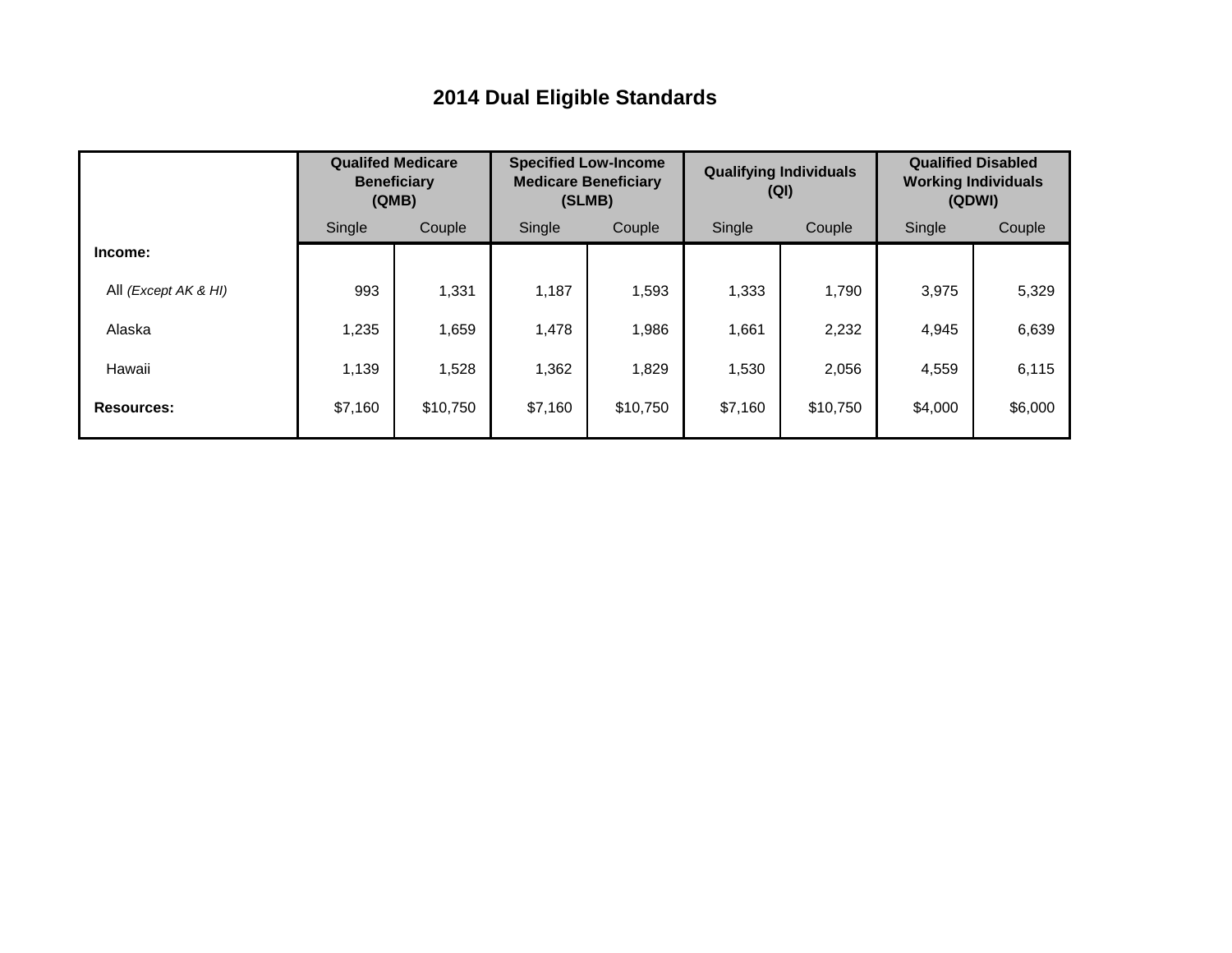# 2014 Dual Eligible Standards

| | Qualifed Medicare Beneficiary (QMB) | | Specified Low-Income Medicare Beneficiary (SLMB) | | Qualifying Individuals (QI) | | Qualified Disabled Working Individuals (QDWI) | |
|---|---|---|---|---|---|---|---|---|
| | Single | Couple | Single | Couple | Single | Couple | Single | Couple |
| **Income:** | | | | | | | | |
| All *(Except AK & HI)* | 993 | 1,331 | 1,187 | 1,593 | 1,333 | 1,790 | 3,975 | 5,329 |
| Alaska | 1,235 | 1,659 | 1,478 | 1,986 | 1,661 | 2,232 | 4,945 | 6,639 |
| Hawaii | 1,139 | 1,528 | 1,362 | 1,829 | 1,530 | 2,056 | 4,559 | 6,115 |
| **Resources:** | $7,160 | $10,750 | $7,160 | $10,750 | $7,160 | $10,750 | $4,000 | $6,000 |